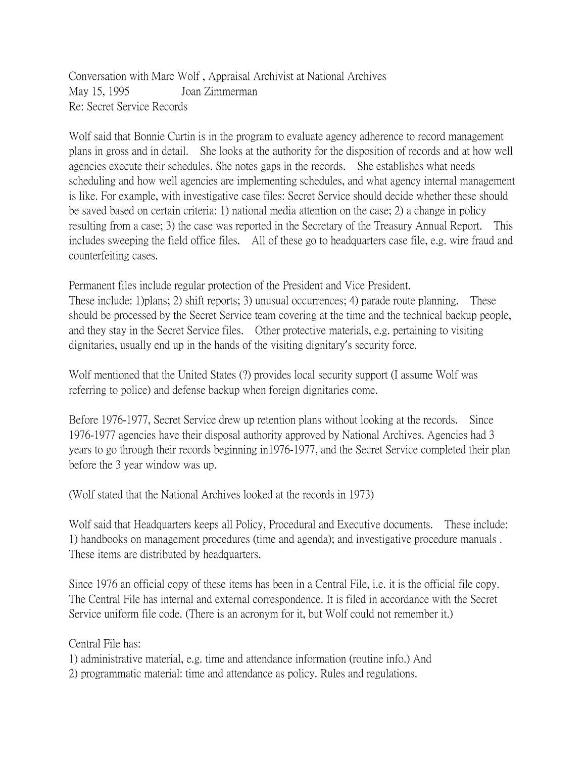Conversation with Marc Wolf , Appraisal Archivist at National Archives
May 15, 1995 Joan Zimmerman
Re: Secret Service Records

Wolf said that Bonnie Curtin is in the program to evaluate agency adherence to record management plans in gross and in detail. She looks at the authority for the disposition of records and at how well agencies execute their schedules. She notes gaps in the records. She establishes what needs scheduling and how well agencies are implementing schedules, and what agency internal management is like. For example, with investigative case files: Secret Service should decide whether these should be saved based on certain criteria: 1) national media attention on the case; 2) a change in policy resulting from a case; 3) the case was reported in the Secretary of the Treasury Annual Report. This includes sweeping the field office files. All of these go to headquarters case file, e.g. wire fraud and counterfeiting cases.

Permanent files include regular protection of the President and Vice President.
These include: 1)plans; 2) shift reports; 3) unusual occurrences; 4) parade route planning. These should be processed by the Secret Service team covering at the time and the technical backup people, and they stay in the Secret Service files. Other protective materials, e.g. pertaining to visiting dignitaries, usually end up in the hands of the visiting dignitary's security force.

Wolf mentioned that the United States (?) provides local security support (I assume Wolf was referring to police) and defense backup when foreign dignitaries come.

Before 1976-1977, Secret Service drew up retention plans without looking at the records. Since 1976-1977 agencies have their disposal authority approved by National Archives. Agencies had 3 years to go through their records beginning in1976-1977, and the Secret Service completed their plan before the 3 year window was up.

(Wolf stated that the National Archives looked at the records in 1973)

Wolf said that Headquarters keeps all Policy, Procedural and Executive documents. These include: 1) handbooks on management procedures (time and agenda); and investigative procedure manuals . These items are distributed by headquarters.

Since 1976 an official copy of these items has been in a Central File, i.e. it is the official file copy. The Central File has internal and external correspondence. It is filed in accordance with the Secret Service uniform file code. (There is an acronym for it, but Wolf could not remember it.)

Central File has:
1) administrative material, e.g. time and attendance information (routine info.) And
2) programmatic material: time and attendance as policy. Rules and regulations.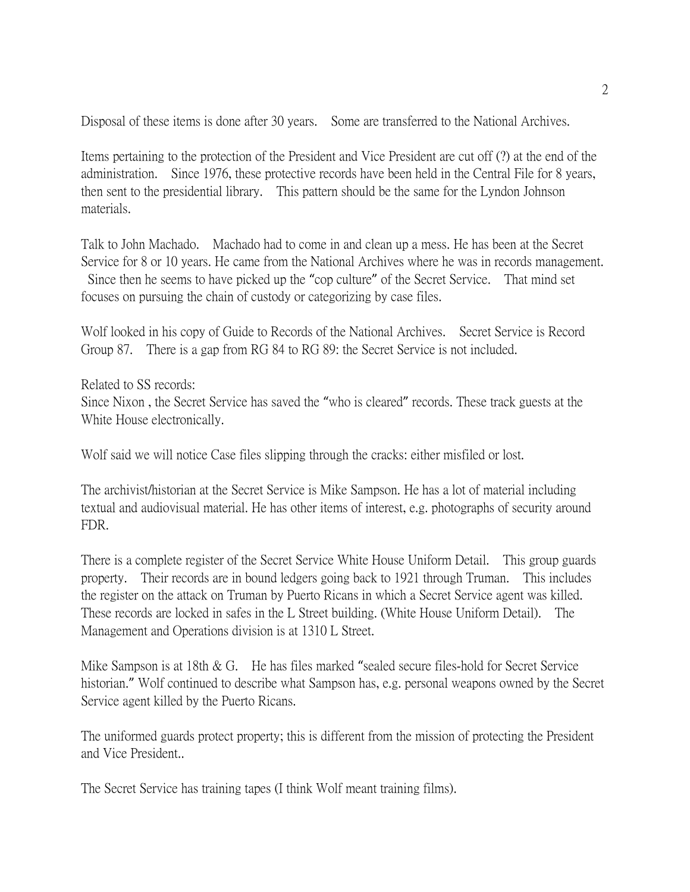Disposal of these items is done after 30 years. Some are transferred to the National Archives.

Items pertaining to the protection of the President and Vice President are cut off (?) at the end of the administration. Since 1976, these protective records have been held in the Central File for 8 years, then sent to the presidential library. This pattern should be the same for the Lyndon Johnson materials.

Talk to John Machado. Machado had to come in and clean up a mess. He has been at the Secret Service for 8 or 10 years. He came from the National Archives where he was in records management. Since then he seems to have picked up the "cop culture" of the Secret Service. That mind set focuses on pursuing the chain of custody or categorizing by case files.

Wolf looked in his copy of Guide to Records of the National Archives. Secret Service is Record Group 87. There is a gap from RG 84 to RG 89: the Secret Service is not included.

Related to SS records:
Since Nixon , the Secret Service has saved the "who is cleared" records. These track guests at the White House electronically.

Wolf said we will notice Case files slipping through the cracks: either misfiled or lost.

The archivist/historian at the Secret Service is Mike Sampson. He has a lot of material including textual and audiovisual material. He has other items of interest, e.g. photographs of security around FDR.

There is a complete register of the Secret Service White House Uniform Detail. This group guards property. Their records are in bound ledgers going back to 1921 through Truman. This includes the register on the attack on Truman by Puerto Ricans in which a Secret Service agent was killed. These records are locked in safes in the L Street building. (White House Uniform Detail). The Management and Operations division is at 1310 L Street.

Mike Sampson is at 18th & G. He has files marked "sealed secure files-hold for Secret Service historian." Wolf continued to describe what Sampson has, e.g. personal weapons owned by the Secret Service agent killed by the Puerto Ricans.

The uniformed guards protect property; this is different from the mission of protecting the President and Vice President..

The Secret Service has training tapes (I think Wolf meant training films).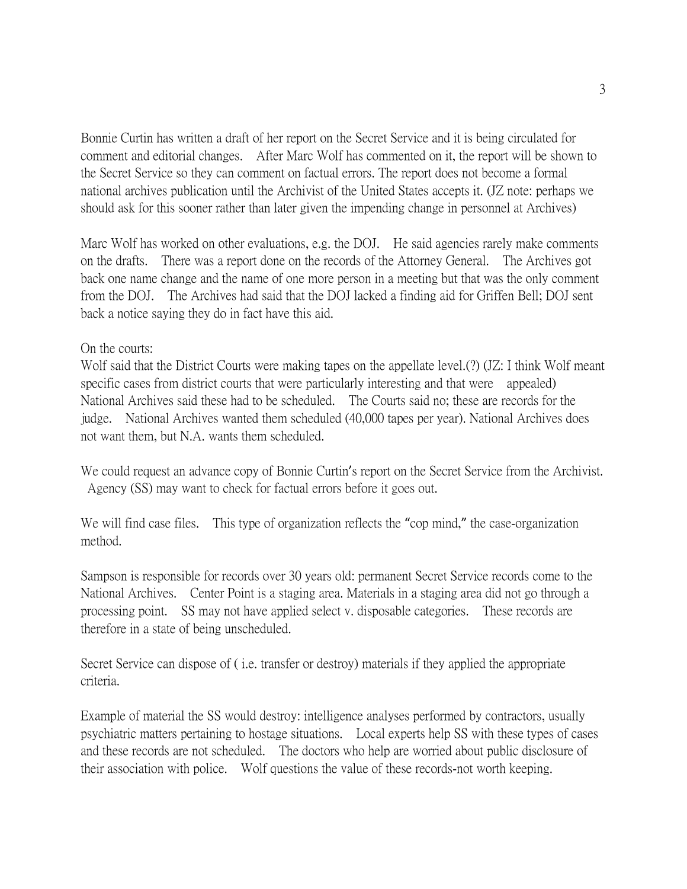Bonnie Curtin has written a draft of her report on the Secret Service and it is being circulated for comment and editorial changes. After Marc Wolf has commented on it, the report will be shown to the Secret Service so they can comment on factual errors. The report does not become a formal national archives publication until the Archivist of the United States accepts it. (JZ note: perhaps we should ask for this sooner rather than later given the impending change in personnel at Archives)

Marc Wolf has worked on other evaluations, e.g. the DOJ. He said agencies rarely make comments on the drafts. There was a report done on the records of the Attorney General. The Archives got back one name change and the name of one more person in a meeting but that was the only comment from the DOJ. The Archives had said that the DOJ lacked a finding aid for Griffen Bell; DOJ sent back a notice saying they do in fact have this aid.

On the courts:
Wolf said that the District Courts were making tapes on the appellate level.(?) (JZ: I think Wolf meant specific cases from district courts that were particularly interesting and that were appealed) National Archives said these had to be scheduled. The Courts said no; these are records for the judge. National Archives wanted them scheduled (40,000 tapes per year). National Archives does not want them, but N.A. wants them scheduled.

We could request an advance copy of Bonnie Curtin's report on the Secret Service from the Archivist. Agency (SS) may want to check for factual errors before it goes out.

We will find case files. This type of organization reflects the "cop mind," the case-organization method.

Sampson is responsible for records over 30 years old: permanent Secret Service records come to the National Archives. Center Point is a staging area. Materials in a staging area did not go through a processing point. SS may not have applied select v. disposable categories. These records are therefore in a state of being unscheduled.

Secret Service can dispose of ( i.e. transfer or destroy) materials if they applied the appropriate criteria.

Example of material the SS would destroy: intelligence analyses performed by contractors, usually psychiatric matters pertaining to hostage situations. Local experts help SS with these types of cases and these records are not scheduled. The doctors who help are worried about public disclosure of their association with police. Wolf questions the value of these records-not worth keeping.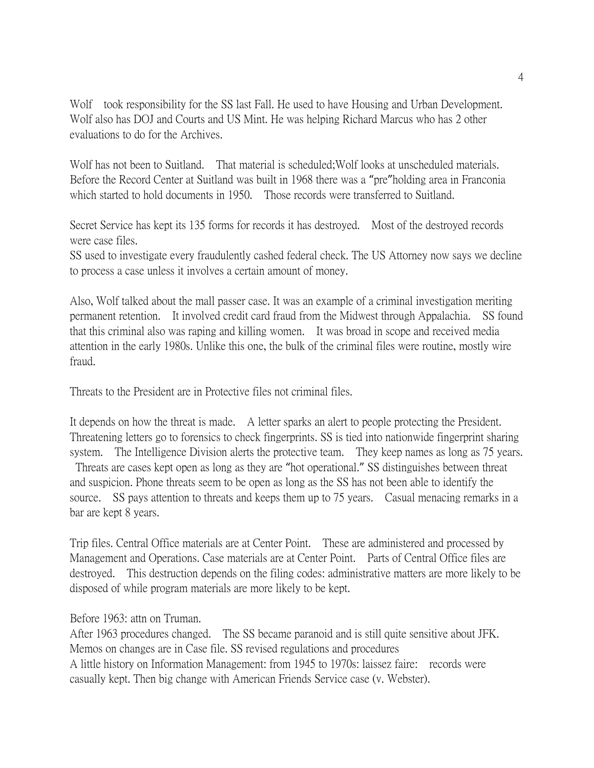Wolf took responsibility for the SS last Fall. He used to have Housing and Urban Development. Wolf also has DOJ and Courts and US Mint. He was helping Richard Marcus who has 2 other evaluations to do for the Archives.

Wolf has not been to Suitland. That material is scheduled;Wolf looks at unscheduled materials. Before the Record Center at Suitland was built in 1968 there was a "pre"holding area in Franconia which started to hold documents in 1950. Those records were transferred to Suitland.

Secret Service has kept its 135 forms for records it has destroyed. Most of the destroyed records were case files.
SS used to investigate every fraudulently cashed federal check. The US Attorney now says we decline to process a case unless it involves a certain amount of money.

Also, Wolf talked about the mall passer case. It was an example of a criminal investigation meriting permanent retention. It involved credit card fraud from the Midwest through Appalachia. SS found that this criminal also was raping and killing women. It was broad in scope and received media attention in the early 1980s. Unlike this one, the bulk of the criminal files were routine, mostly wire fraud.

Threats to the President are in Protective files not criminal files.

It depends on how the threat is made. A letter sparks an alert to people protecting the President. Threatening letters go to forensics to check fingerprints. SS is tied into nationwide fingerprint sharing system. The Intelligence Division alerts the protective team. They keep names as long as 75 years. Threats are cases kept open as long as they are "hot operational." SS distinguishes between threat and suspicion. Phone threats seem to be open as long as the SS has not been able to identify the source. SS pays attention to threats and keeps them up to 75 years. Casual menacing remarks in a bar are kept 8 years.

Trip files. Central Office materials are at Center Point. These are administered and processed by Management and Operations. Case materials are at Center Point. Parts of Central Office files are destroyed. This destruction depends on the filing codes: administrative matters are more likely to be disposed of while program materials are more likely to be kept.

Before 1963: attn on Truman.
After 1963 procedures changed. The SS became paranoid and is still quite sensitive about JFK. Memos on changes are in Case file. SS revised regulations and procedures
A little history on Information Management: from 1945 to 1970s: laissez faire: records were casually kept. Then big change with American Friends Service case (v. Webster).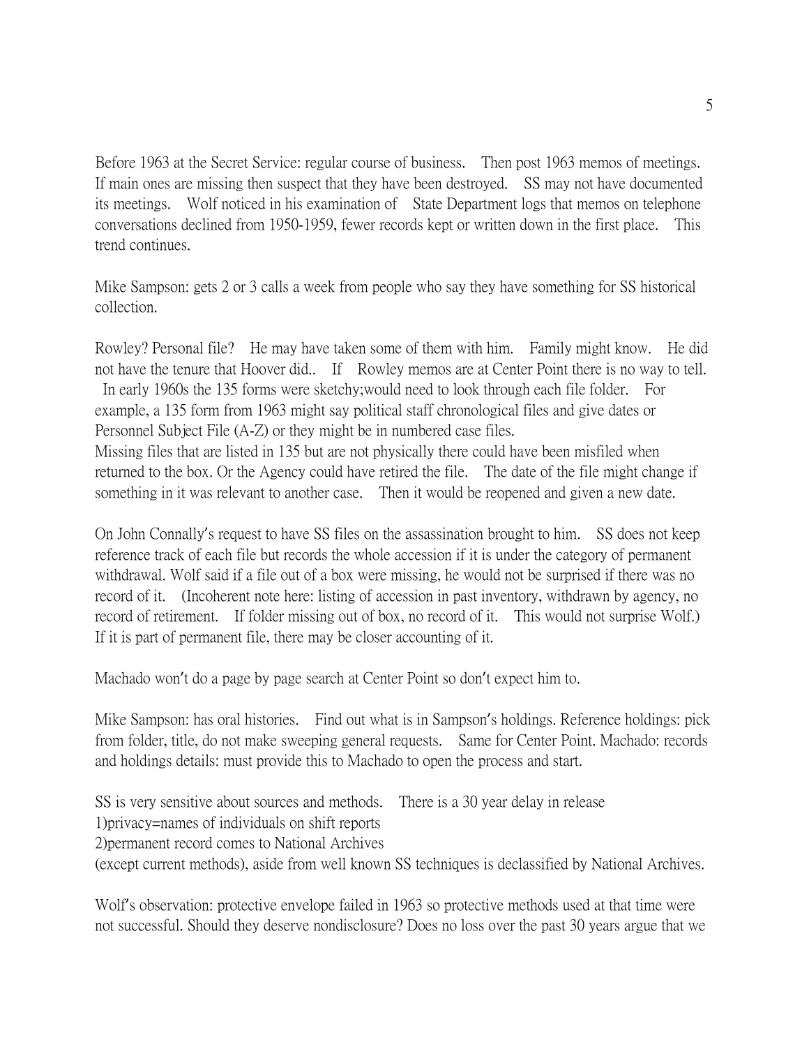Before 1963 at the Secret Service: regular course of business. Then post 1963 memos of meetings. If main ones are missing then suspect that they have been destroyed. SS may not have documented its meetings. Wolf noticed in his examination of State Department logs that memos on telephone conversations declined from 1950-1959, fewer records kept or written down in the first place. This trend continues.

Mike Sampson: gets 2 or 3 calls a week from people who say they have something for SS historical collection.

Rowley? Personal file? He may have taken some of them with him. Family might know. He did not have the tenure that Hoover did.. If Rowley memos are at Center Point there is no way to tell. In early 1960s the 135 forms were sketchy;would need to look through each file folder. For example, a 135 form from 1963 might say political staff chronological files and give dates or Personnel Subject File (A-Z) or they might be in numbered case files.
Missing files that are listed in 135 but are not physically there could have been misfiled when returned to the box. Or the Agency could have retired the file. The date of the file might change if something in it was relevant to another case. Then it would be reopened and given a new date.

On John Connally's request to have SS files on the assassination brought to him. SS does not keep reference track of each file but records the whole accession if it is under the category of permanent withdrawal. Wolf said if a file out of a box were missing, he would not be surprised if there was no record of it. (Incoherent note here: listing of accession in past inventory, withdrawn by agency, no record of retirement. If folder missing out of box, no record of it. This would not surprise Wolf.) If it is part of permanent file, there may be closer accounting of it.

Machado won't do a page by page search at Center Point so don't expect him to.

Mike Sampson: has oral histories. Find out what is in Sampson's holdings. Reference holdings: pick from folder, title, do not make sweeping general requests. Same for Center Point. Machado: records and holdings details: must provide this to Machado to open the process and start.

SS is very sensitive about sources and methods. There is a 30 year delay in release
1)privacy=names of individuals on shift reports
2)permanent record comes to National Archives
(except current methods), aside from well known SS techniques is declassified by National Archives.

Wolf's observation: protective envelope failed in 1963 so protective methods used at that time were not successful. Should they deserve nondisclosure? Does no loss over the past 30 years argue that we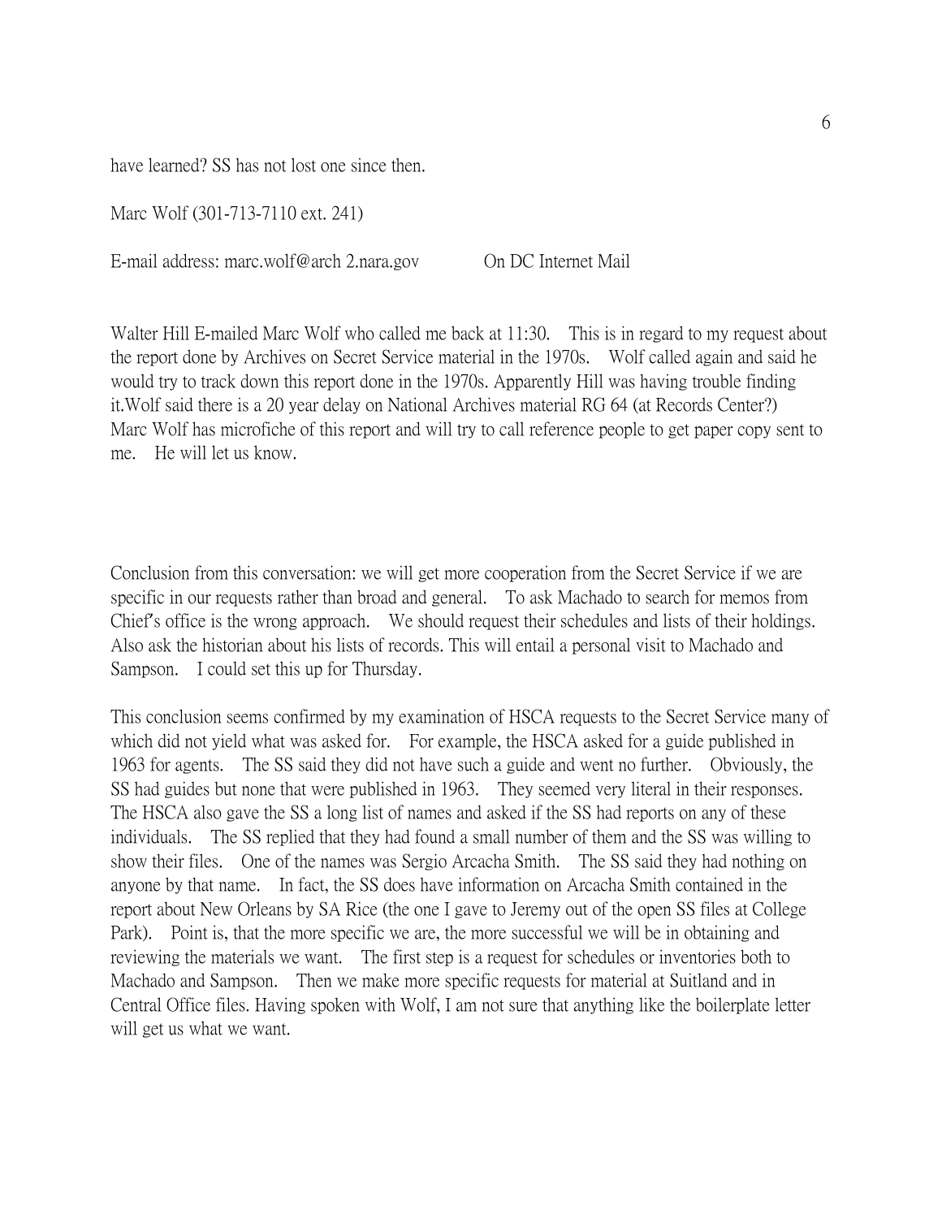have learned? SS has not lost one since then.

Marc Wolf (301-713-7110 ext. 241)

E-mail address: marc.wolf@arch 2.nara.gov On DC Internet Mail

Walter Hill E-mailed Marc Wolf who called me back at 11:30. This is in regard to my request about the report done by Archives on Secret Service material in the 1970s. Wolf called again and said he would try to track down this report done in the 1970s. Apparently Hill was having trouble finding it.Wolf said there is a 20 year delay on National Archives material RG 64 (at Records Center?) Marc Wolf has microfiche of this report and will try to call reference people to get paper copy sent to me. He will let us know.

Conclusion from this conversation: we will get more cooperation from the Secret Service if we are specific in our requests rather than broad and general. To ask Machado to search for memos from Chief's office is the wrong approach. We should request their schedules and lists of their holdings. Also ask the historian about his lists of records. This will entail a personal visit to Machado and Sampson. I could set this up for Thursday.

This conclusion seems confirmed by my examination of HSCA requests to the Secret Service many of which did not yield what was asked for. For example, the HSCA asked for a guide published in 1963 for agents. The SS said they did not have such a guide and went no further. Obviously, the SS had guides but none that were published in 1963. They seemed very literal in their responses. The HSCA also gave the SS a long list of names and asked if the SS had reports on any of these individuals. The SS replied that they had found a small number of them and the SS was willing to show their files. One of the names was Sergio Arcacha Smith. The SS said they had nothing on anyone by that name. In fact, the SS does have information on Arcacha Smith contained in the report about New Orleans by SA Rice (the one I gave to Jeremy out of the open SS files at College Park). Point is, that the more specific we are, the more successful we will be in obtaining and reviewing the materials we want. The first step is a request for schedules or inventories both to Machado and Sampson. Then we make more specific requests for material at Suitland and in Central Office files. Having spoken with Wolf, I am not sure that anything like the boilerplate letter will get us what we want.